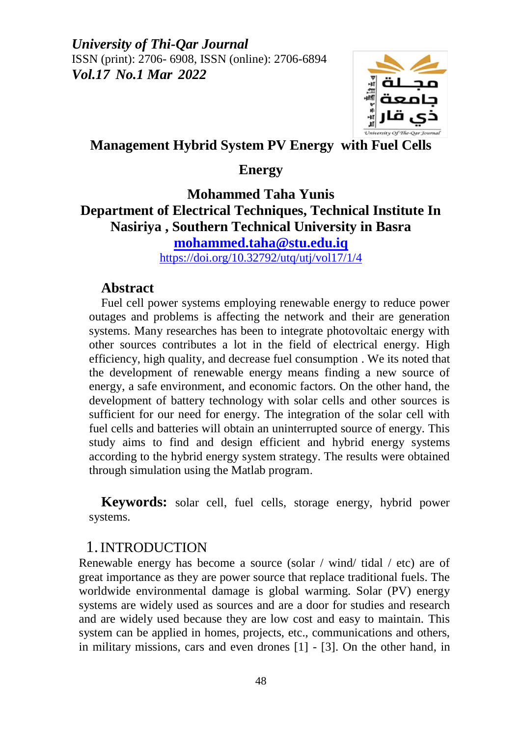*University of Thi-Qar Journal*
ISSN (print): 2706- 6908, ISSN (online): 2706-6894
*Vol.17 No.1 Mar 2022*

# Management Hybrid System PV Energy with Fuel Cells Energy

**Mohammed Taha Yunis**
**Department of Electrical Techniques, Technical Institute In Nasiriya , Southern Technical University in Basra**
**mohammed.taha@stu.edu.iq**
https://doi.org/10.32792/utq/utj/vol17/1/4

## Abstract

Fuel cell power systems employing renewable energy to reduce power outages and problems is affecting the network and their are generation systems. Many researches has been to integrate photovoltaic energy with other sources contributes a lot in the field of electrical energy. High efficiency, high quality, and decrease fuel consumption . We its noted that the development of renewable energy means finding a new source of energy, a safe environment, and economic factors. On the other hand, the development of battery technology with solar cells and other sources is sufficient for our need for energy. The integration of the solar cell with fuel cells and batteries will obtain an uninterrupted source of energy. This study aims to find and design efficient and hybrid energy systems according to the hybrid energy system strategy. The results were obtained through simulation using the Matlab program.

**Keywords:** solar cell, fuel cells, storage energy, hybrid power systems.

## 1. INTRODUCTION

Renewable energy has become a source (solar / wind/ tidal / etc) are of great importance as they are power source that replace traditional fuels. The worldwide environmental damage is global warming. Solar (PV) energy systems are widely used as sources and are a door for studies and research and are widely used because they are low cost and easy to maintain. This system can be applied in homes, projects, etc., communications and others, in military missions, cars and even drones [1] - [3]. On the other hand, in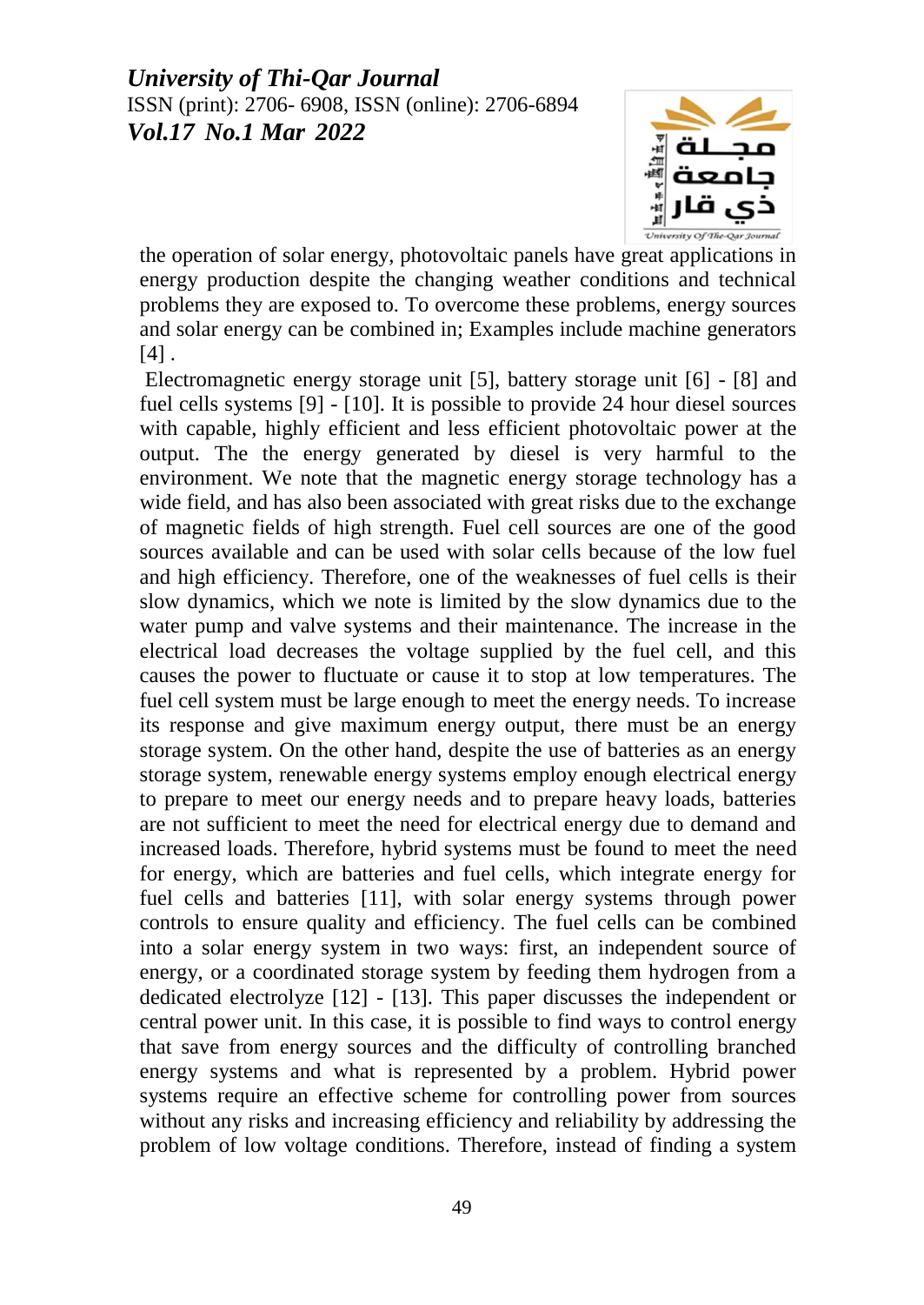the operation of solar energy, photovoltaic panels have great applications in energy production despite the changing weather conditions and technical problems they are exposed to. To overcome these problems, energy sources and solar energy can be combined in; Examples include machine generators [4] .

Electromagnetic energy storage unit [5], battery storage unit [6] - [8] and fuel cells systems [9] - [10]. It is possible to provide 24 hour diesel sources with capable, highly efficient and less efficient photovoltaic power at the output. The the energy generated by diesel is very harmful to the environment. We note that the magnetic energy storage technology has a wide field, and has also been associated with great risks due to the exchange of magnetic fields of high strength. Fuel cell sources are one of the good sources available and can be used with solar cells because of the low fuel and high efficiency. Therefore, one of the weaknesses of fuel cells is their slow dynamics, which we note is limited by the slow dynamics due to the water pump and valve systems and their maintenance. The increase in the electrical load decreases the voltage supplied by the fuel cell, and this causes the power to fluctuate or cause it to stop at low temperatures. The fuel cell system must be large enough to meet the energy needs. To increase its response and give maximum energy output, there must be an energy storage system. On the other hand, despite the use of batteries as an energy storage system, renewable energy systems employ enough electrical energy to prepare to meet our energy needs and to prepare heavy loads, batteries are not sufficient to meet the need for electrical energy due to demand and increased loads. Therefore, hybrid systems must be found to meet the need for energy, which are batteries and fuel cells, which integrate energy for fuel cells and batteries [11], with solar energy systems through power controls to ensure quality and efficiency. The fuel cells can be combined into a solar energy system in two ways: first, an independent source of energy, or a coordinated storage system by feeding them hydrogen from a dedicated electrolyze [12] - [13]. This paper discusses the independent or central power unit. In this case, it is possible to find ways to control energy that save from energy sources and the difficulty of controlling branched energy systems and what is represented by a problem. Hybrid power systems require an effective scheme for controlling power from sources without any risks and increasing efficiency and reliability by addressing the problem of low voltage conditions. Therefore, instead of finding a system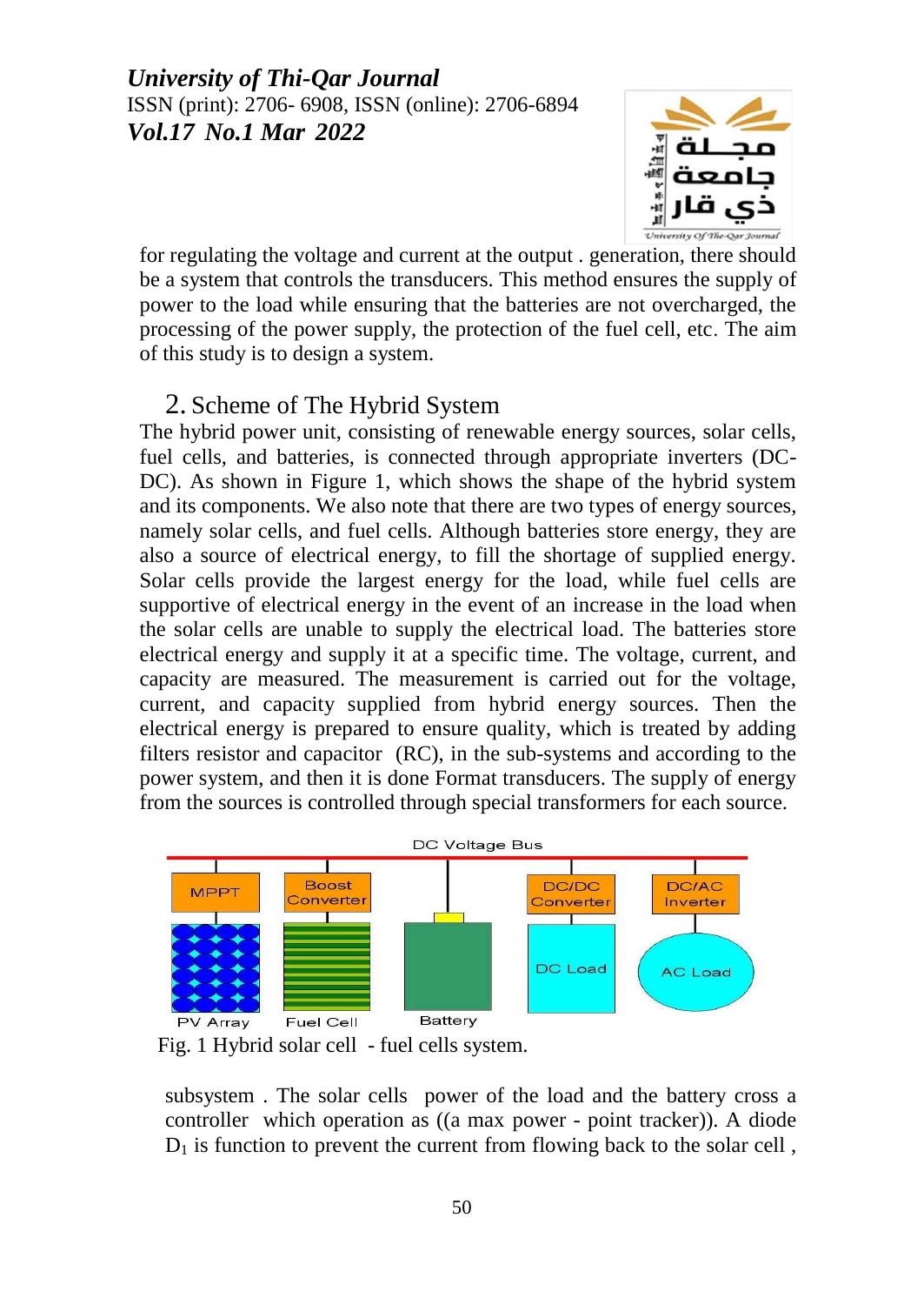for regulating the voltage and current at the output . generation, there should be a system that controls the transducers. This method ensures the supply of power to the load while ensuring that the batteries are not overcharged, the processing of the power supply, the protection of the fuel cell, etc. The aim of this study is to design a system.

## 2. Scheme of The Hybrid System

The hybrid power unit, consisting of renewable energy sources, solar cells, fuel cells, and batteries, is connected through appropriate inverters (DC-DC). As shown in Figure 1, which shows the shape of the hybrid system and its components. We also note that there are two types of energy sources, namely solar cells, and fuel cells. Although batteries store energy, they are also a source of electrical energy, to fill the shortage of supplied energy. Solar cells provide the largest energy for the load, while fuel cells are supportive of electrical energy in the event of an increase in the load when the solar cells are unable to supply the electrical load. The batteries store electrical energy and supply it at a specific time. The voltage, current, and capacity are measured. The measurement is carried out for the voltage, current, and capacity supplied from hybrid energy sources. Then the electrical energy is prepared to ensure quality, which is treated by adding filters resistor and capacitor (RC), in the sub-systems and according to the power system, and then it is done Format transducers. The supply of energy from the sources is controlled through special transformers for each source.

DC Voltage Bus

MPPT | Boost Converter | DC/DC Converter | DC/AC Inverter

PV Array | Fuel Cell | Battery | DC Load | AC Load

Fig. 1 Hybrid solar cell - fuel cells system.

subsystem . The solar cells power of the load and the battery cross a controller which operation as ((a max power - point tracker)). A diode $D_1$ is function to prevent the current from flowing back to the solar cell ,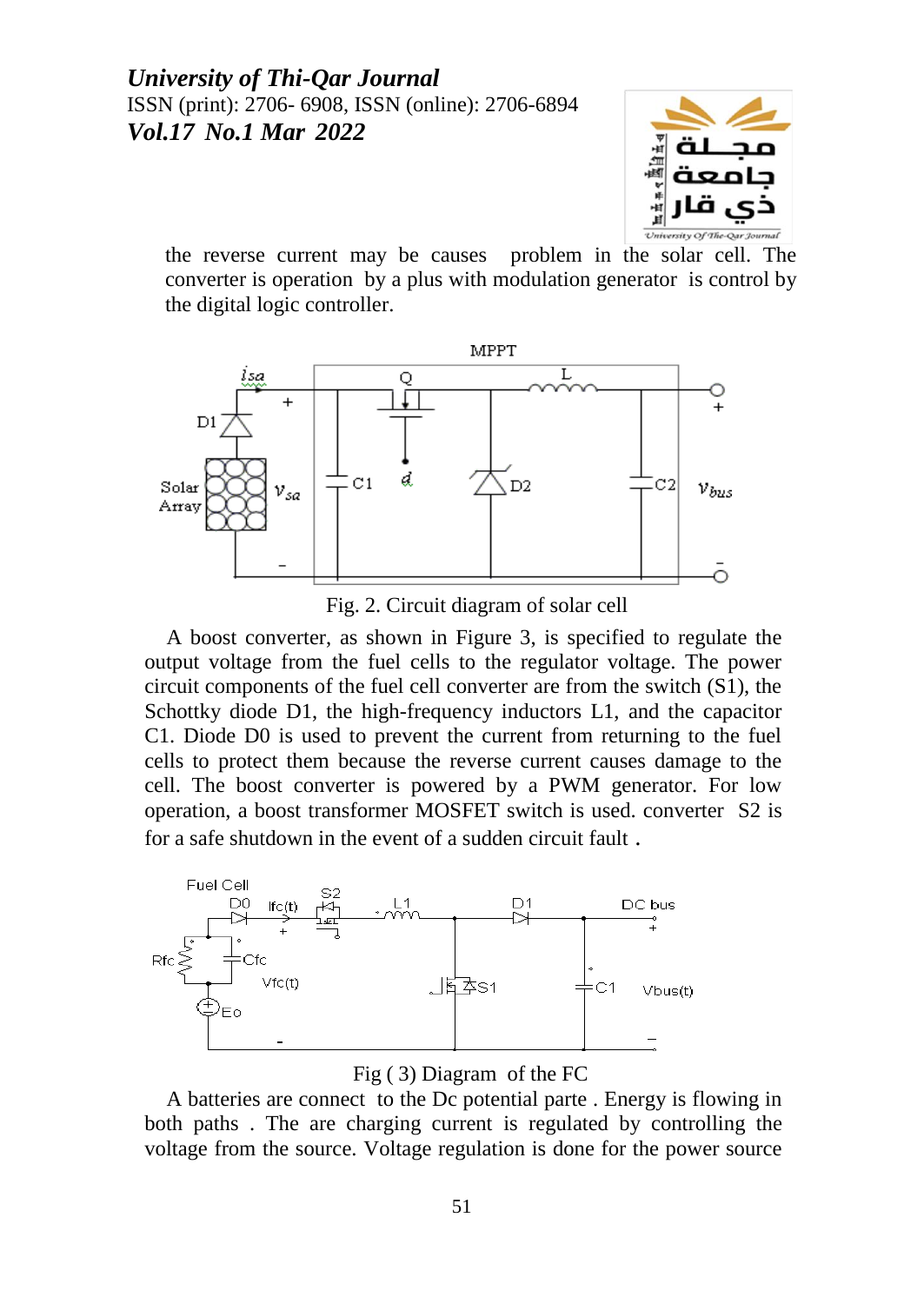the reverse current may be causes problem in the solar cell. The converter is operation by a plus with modulation generator is control by the digital logic controller.

Fig. 2. Circuit diagram of solar cell

A boost converter, as shown in Figure 3, is specified to regulate the output voltage from the fuel cells to the regulator voltage. The power circuit components of the fuel cell converter are from the switch (S1), the Schottky diode D1, the high-frequency inductors L1, and the capacitor C1. Diode D0 is used to prevent the current from returning to the fuel cells to protect them because the reverse current causes damage to the cell. The boost converter is powered by a PWM generator. For low operation, a boost transformer MOSFET switch is used. converter S2 is for a safe shutdown in the event of a sudden circuit fault .

Fig ( 3) Diagram of the FC

A batteries are connect to the Dc potential parte . Energy is flowing in both paths . The are charging current is regulated by controlling the voltage from the source. Voltage regulation is done for the power source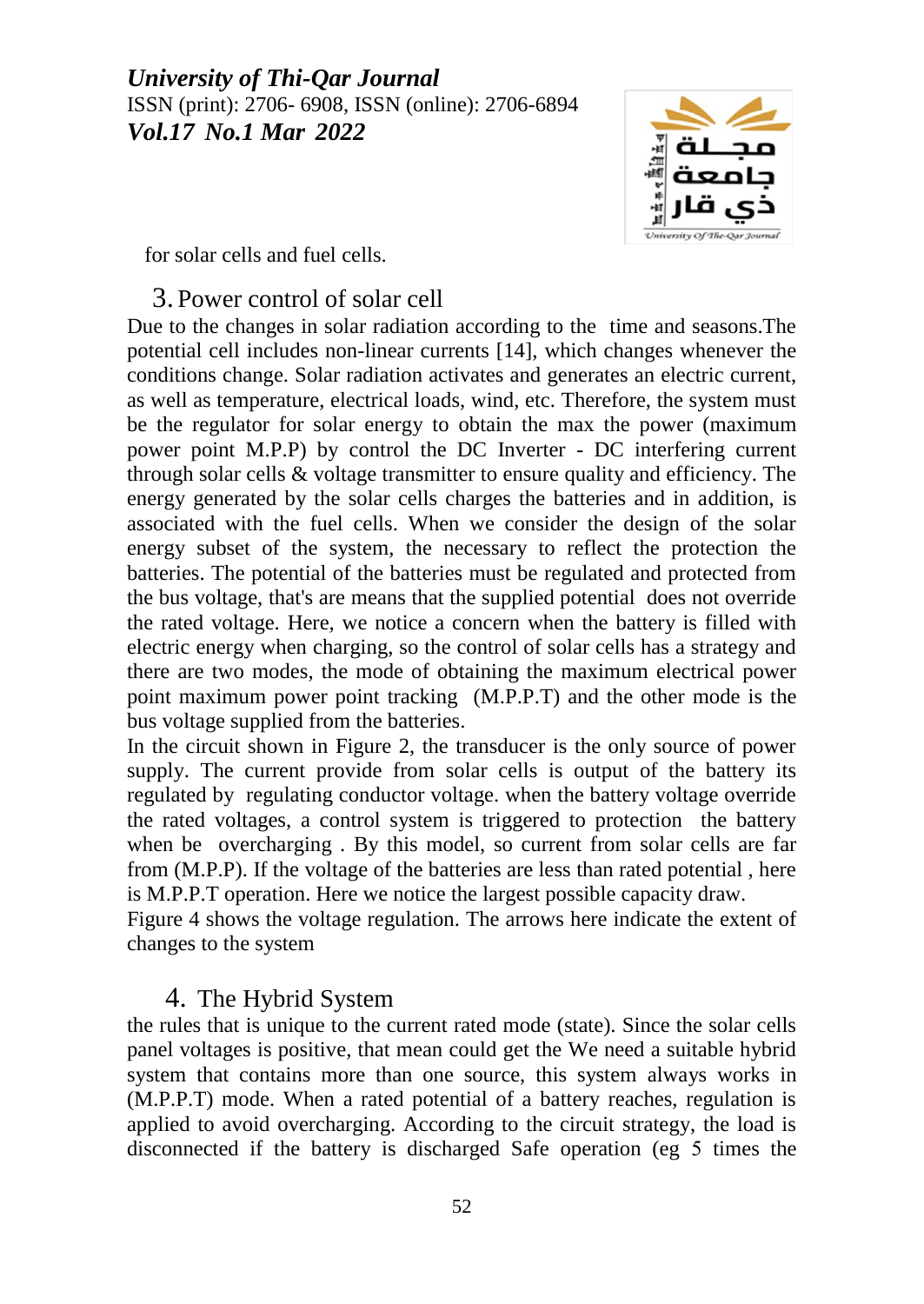for solar cells and fuel cells.

## 3. Power control of solar cell

Due to the changes in solar radiation according to the time and seasons.The potential cell includes non-linear currents [14], which changes whenever the conditions change. Solar radiation activates and generates an electric current, as well as temperature, electrical loads, wind, etc. Therefore, the system must be the regulator for solar energy to obtain the max the power (maximum power point M.P.P) by control the DC Inverter - DC interfering current through solar cells & voltage transmitter to ensure quality and efficiency. The energy generated by the solar cells charges the batteries and in addition, is associated with the fuel cells. When we consider the design of the solar energy subset of the system, the necessary to reflect the protection the batteries. The potential of the batteries must be regulated and protected from the bus voltage, that's are means that the supplied potential does not override the rated voltage. Here, we notice a concern when the battery is filled with electric energy when charging, so the control of solar cells has a strategy and there are two modes, the mode of obtaining the maximum electrical power point maximum power point tracking (M.P.P.T) and the other mode is the bus voltage supplied from the batteries.

In the circuit shown in Figure 2, the transducer is the only source of power supply. The current provide from solar cells is output of the battery its regulated by regulating conductor voltage. when the battery voltage override the rated voltages, a control system is triggered to protection the battery when be overcharging . By this model, so current from solar cells are far from (M.P.P). If the voltage of the batteries are less than rated potential , here is M.P.P.T operation. Here we notice the largest possible capacity draw.

Figure 4 shows the voltage regulation. The arrows here indicate the extent of changes to the system

## 4. The Hybrid System

the rules that is unique to the current rated mode (state). Since the solar cells panel voltages is positive, that mean could get the We need a suitable hybrid system that contains more than one source, this system always works in (M.P.P.T) mode. When a rated potential of a battery reaches, regulation is applied to avoid overcharging. According to the circuit strategy, the load is disconnected if the battery is discharged Safe operation (eg 5 times the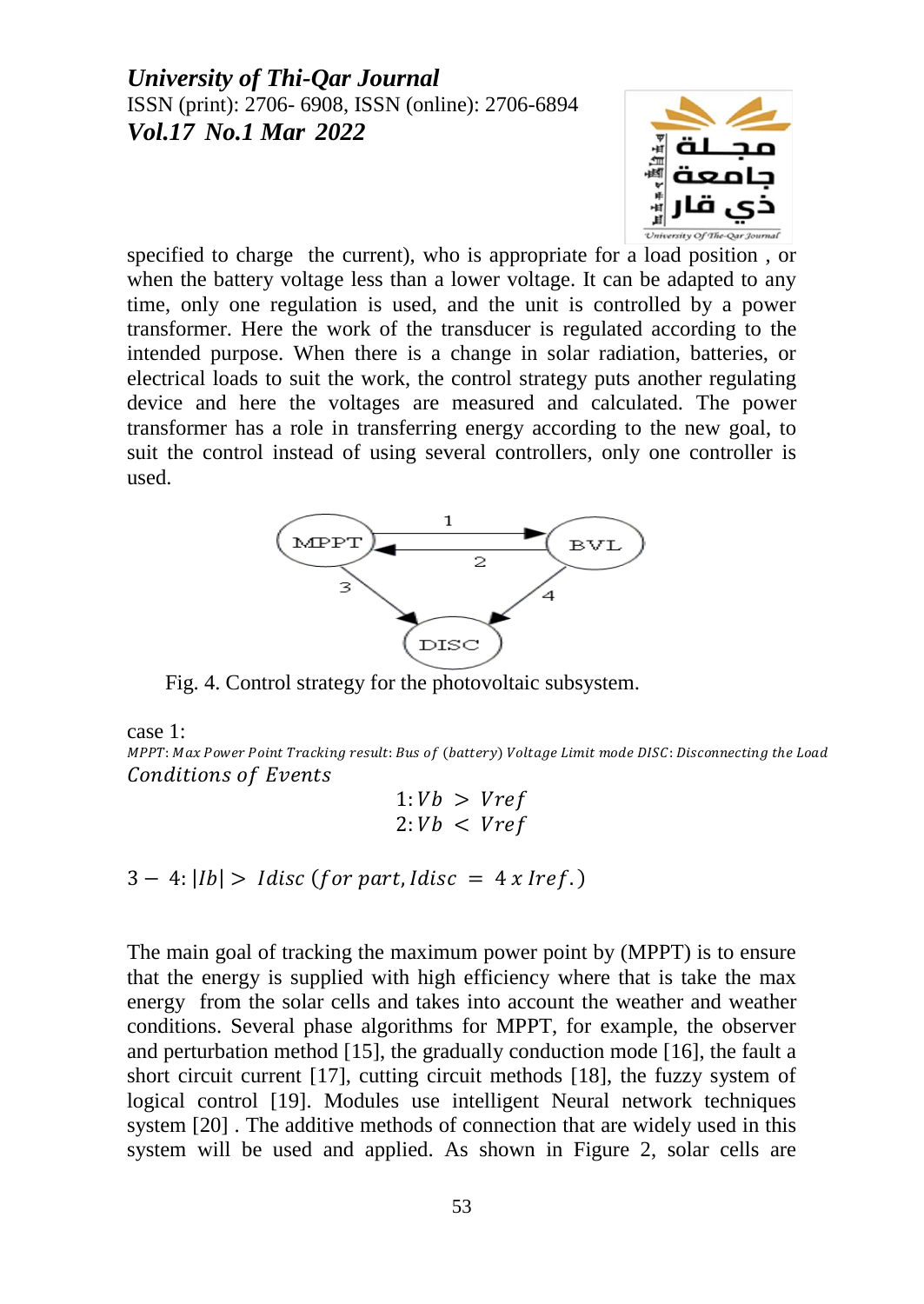specified to charge the current), who is appropriate for a load position , or when the battery voltage less than a lower voltage. It can be adapted to any time, only one regulation is used, and the unit is controlled by a power transformer. Here the work of the transducer is regulated according to the intended purpose. When there is a change in solar radiation, batteries, or electrical loads to suit the work, the control strategy puts another regulating device and here the voltages are measured and calculated. The power transformer has a role in transferring energy according to the new goal, to suit the control instead of using several controllers, only one controller is used.

Fig. 4. Control strategy for the photovoltaic subsystem.

case 1:

*MPPT: Max Power Point Tracking result: Bus of (battery) Voltage Limit mode DISC: Disconnecting the Load*

*Conditions of Events*

$$1: Vb > Vref$$
$$2: Vb < Vref$$

$$3-4: |Ib| > Idisc\ (for\ part, Idisc = 4\ x\ Iref.)$$

The main goal of tracking the maximum power point by (MPPT) is to ensure that the energy is supplied with high efficiency where that is take the max energy from the solar cells and takes into account the weather and weather conditions. Several phase algorithms for MPPT, for example, the observer and perturbation method [15], the gradually conduction mode [16], the fault a short circuit current [17], cutting circuit methods [18], the fuzzy system of logical control [19]. Modules use intelligent Neural network techniques system [20] . The additive methods of connection that are widely used in this system will be used and applied. As shown in Figure 2, solar cells are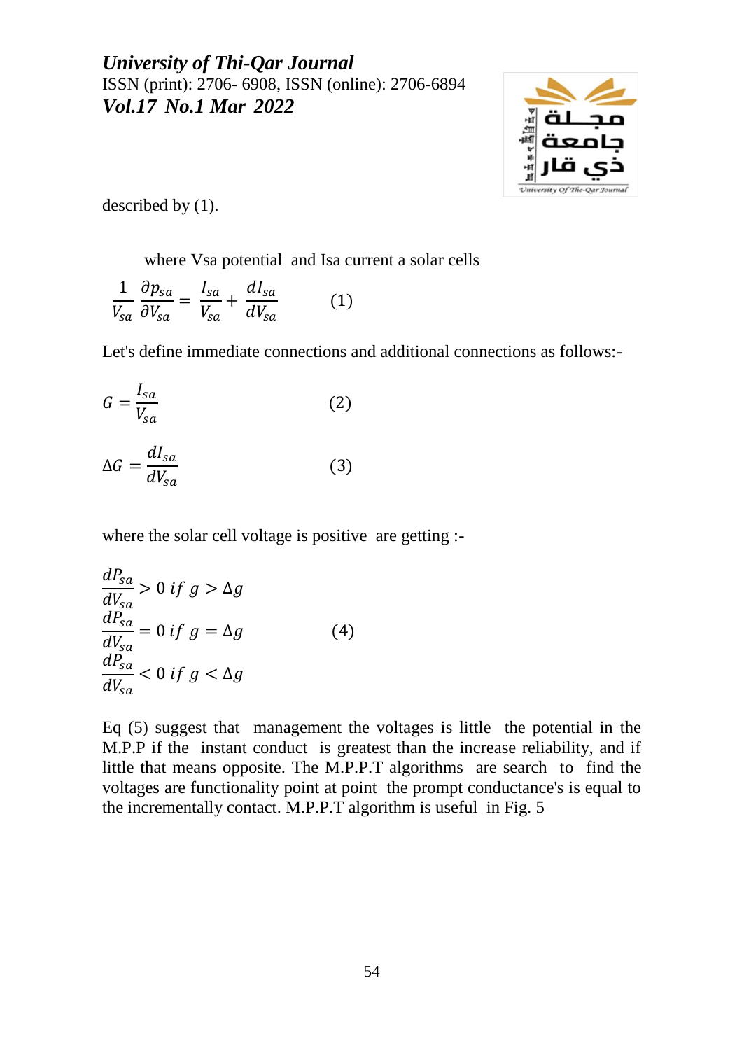described by (1).

where Vsa potential and Isa current a solar cells

$$\frac{1}{V_{sa}}\frac{\partial p_{sa}}{\partial V_{sa}} = \frac{I_{sa}}{V_{sa}} + \frac{dI_{sa}}{dV_{sa}} \qquad (1)$$

Let's define immediate connections and additional connections as follows:-

$$G = \frac{I_{sa}}{V_{sa}} \qquad (2)$$

$$\Delta G = \frac{dI_{sa}}{dV_{sa}} \qquad (3)$$

where the solar cell voltage is positive are getting :-

$$\begin{aligned}
\frac{dP_{sa}}{dV_{sa}} &> 0 \; if \; g > \Delta g \\
\frac{dP_{sa}}{dV_{sa}} &= 0 \; if \; g = \Delta g \qquad (4) \\
\frac{dP_{sa}}{dV_{sa}} &< 0 \; if \; g < \Delta g
\end{aligned}$$

Eq (5) suggest that management the voltages is little the potential in the M.P.P if the instant conduct is greatest than the increase reliability, and if little that means opposite. The M.P.P.T algorithms are search to find the voltages are functionality point at point the prompt conductance's is equal to the incrementally contact. M.P.P.T algorithm is useful in Fig. 5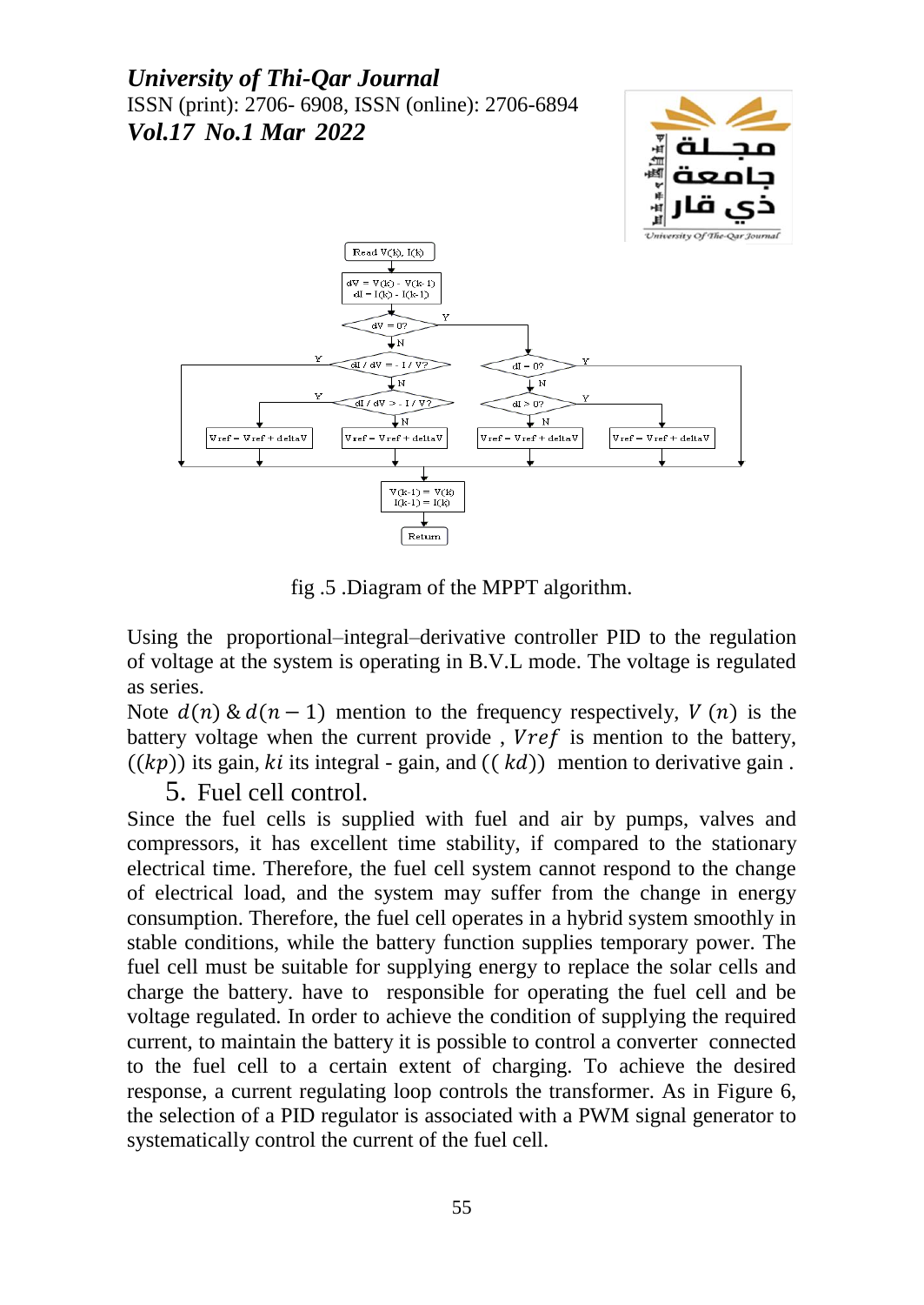fig .5 .Diagram of the MPPT algorithm.

Using the proportional–integral–derivative controller PID to the regulation of voltage at the system is operating in B.V.L mode. The voltage is regulated as series.

Note $d(n)$ & $d(n-1)$ mention to the frequency respectively, $V\,(n)$ is the battery voltage when the current provide , $Vref$ is mention to the battery, $((kp))$ its gain, $ki$ its integral - gain, and $((\,kd))$ mention to derivative gain .

## 5. Fuel cell control.

Since the fuel cells is supplied with fuel and air by pumps, valves and compressors, it has excellent time stability, if compared to the stationary electrical time. Therefore, the fuel cell system cannot respond to the change of electrical load, and the system may suffer from the change in energy consumption. Therefore, the fuel cell operates in a hybrid system smoothly in stable conditions, while the battery function supplies temporary power. The fuel cell must be suitable for supplying energy to replace the solar cells and charge the battery. have to responsible for operating the fuel cell and be voltage regulated. In order to achieve the condition of supplying the required current, to maintain the battery it is possible to control a converter connected to the fuel cell to a certain extent of charging. To achieve the desired response, a current regulating loop controls the transformer. As in Figure 6, the selection of a PID regulator is associated with a PWM signal generator to systematically control the current of the fuel cell.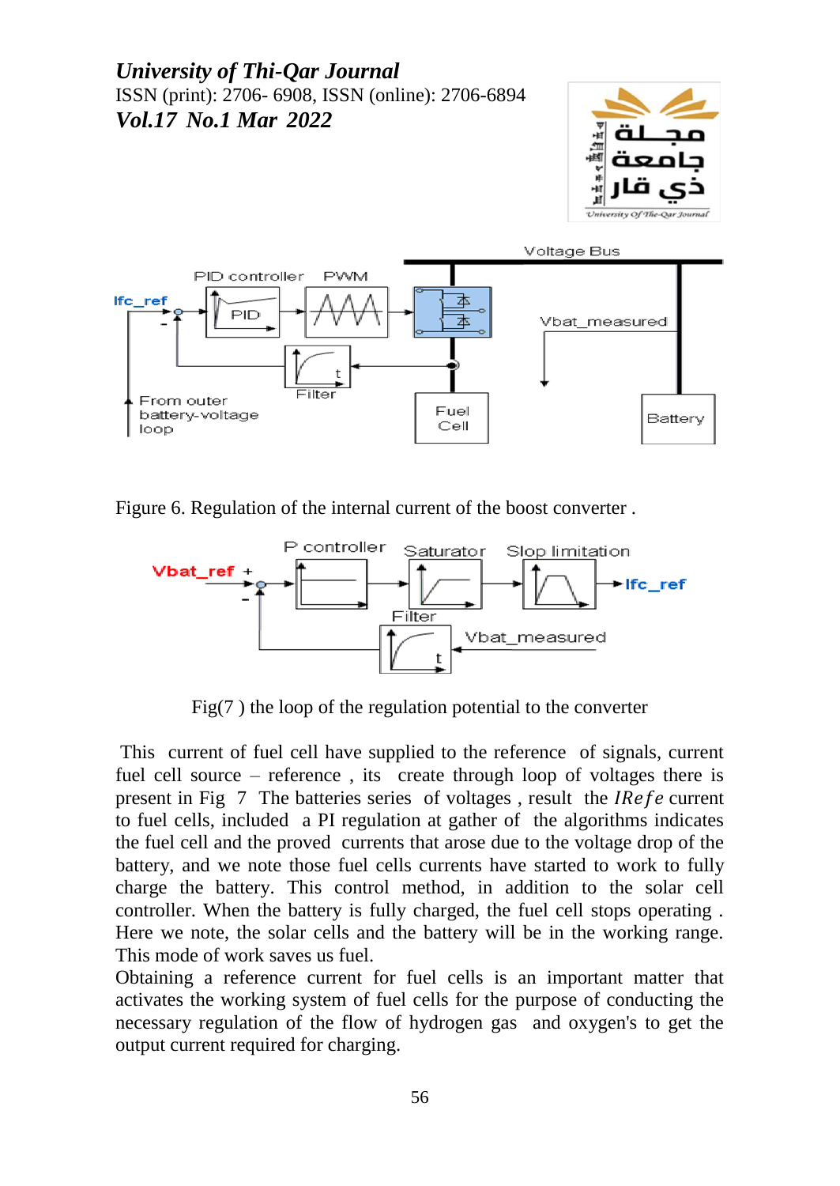Figure 6. Regulation of the internal current of the boost converter .

Fig(7 ) the loop of the regulation potential to the converter

This current of fuel cell have supplied to the reference of signals, current fuel cell source – reference , its create through loop of voltages there is present in Fig 7 The batteries series of voltages , result the $IRefe$ current to fuel cells, included a PI regulation at gather of the algorithms indicates the fuel cell and the proved currents that arose due to the voltage drop of the battery, and we note those fuel cells currents have started to work to fully charge the battery. This control method, in addition to the solar cell controller. When the battery is fully charged, the fuel cell stops operating . Here we note, the solar cells and the battery will be in the working range. This mode of work saves us fuel.

Obtaining a reference current for fuel cells is an important matter that activates the working system of fuel cells for the purpose of conducting the necessary regulation of the flow of hydrogen gas and oxygen's to get the output current required for charging.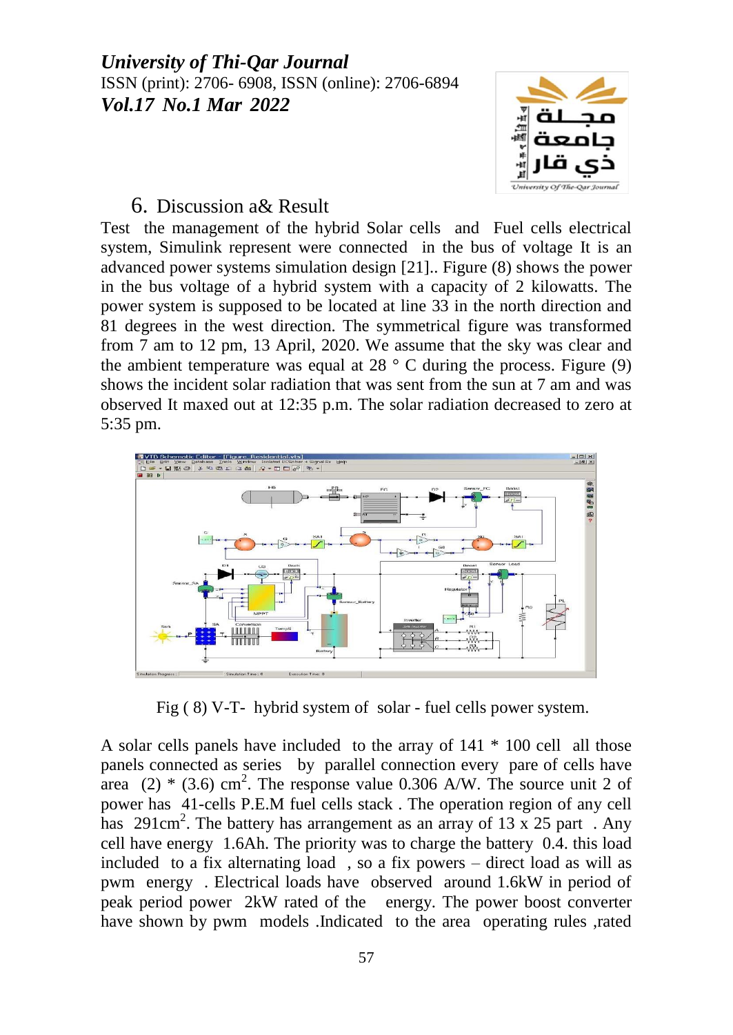## 6. Discussion a& Result

Test the management of the hybrid Solar cells and Fuel cells electrical system, Simulink represent were connected in the bus of voltage It is an advanced power systems simulation design [21].. Figure (8) shows the power in the bus voltage of a hybrid system with a capacity of 2 kilowatts. The power system is supposed to be located at line 33 in the north direction and 81 degrees in the west direction. The symmetrical figure was transformed from 7 am to 12 pm, 13 April, 2020. We assume that the sky was clear and the ambient temperature was equal at 28 ° C during the process. Figure (9) shows the incident solar radiation that was sent from the sun at 7 am and was observed It maxed out at 12:35 p.m. The solar radiation decreased to zero at 5:35 pm.

Fig ( 8) V-T- hybrid system of solar - fuel cells power system.

A solar cells panels have included to the array of 141 * 100 cell all those panels connected as series by parallel connection every pare of cells have area (2) * (3.6) $cm^2$. The response value 0.306 A/W. The source unit 2 of power has 41-cells P.E.M fuel cells stack . The operation region of any cell has 291$cm^2$. The battery has arrangement as an array of 13 x 25 part . Any cell have energy 1.6Ah. The priority was to charge the battery 0.4. this load included to a fix alternating load , so a fix powers – direct load as will as pwm energy . Electrical loads have observed around 1.6kW in period of peak period power 2kW rated of the energy. The power boost converter have shown by pwm models .Indicated to the area operating rules ,rated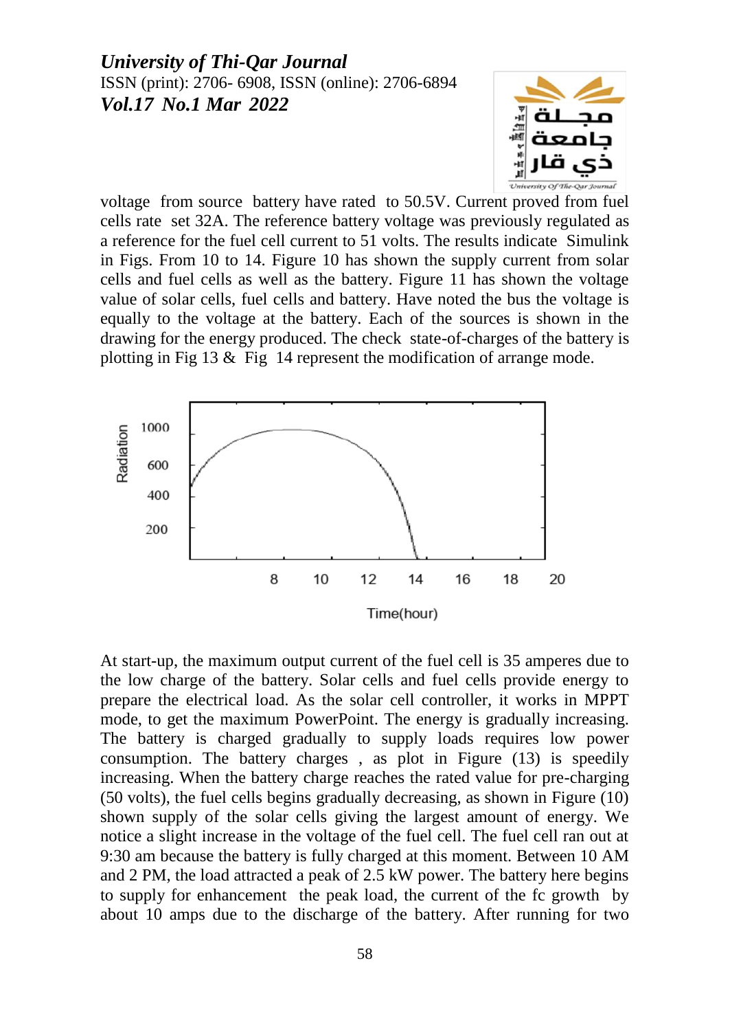voltage from source battery have rated to 50.5V. Current proved from fuel cells rate set 32A. The reference battery voltage was previously regulated as a reference for the fuel cell current to 51 volts. The results indicate Simulink in Figs. From 10 to 14. Figure 10 has shown the supply current from solar cells and fuel cells as well as the battery. Figure 11 has shown the voltage value of solar cells, fuel cells and battery. Have noted the bus the voltage is equally to the voltage at the battery. Each of the sources is shown in the drawing for the energy produced. The check state-of-charges of the battery is plotting in Fig 13 & Fig 14 represent the modification of arrange mode.

At start-up, the maximum output current of the fuel cell is 35 amperes due to the low charge of the battery. Solar cells and fuel cells provide energy to prepare the electrical load. As the solar cell controller, it works in MPPT mode, to get the maximum PowerPoint. The energy is gradually increasing. The battery is charged gradually to supply loads requires low power consumption. The battery charges , as plot in Figure (13) is speedily increasing. When the battery charge reaches the rated value for pre-charging (50 volts), the fuel cells begins gradually decreasing, as shown in Figure (10) shown supply of the solar cells giving the largest amount of energy. We notice a slight increase in the voltage of the fuel cell. The fuel cell ran out at 9:30 am because the battery is fully charged at this moment. Between 10 AM and 2 PM, the load attracted a peak of 2.5 kW power. The battery here begins to supply for enhancement the peak load, the current of the fc growth by about 10 amps due to the discharge of the battery. After running for two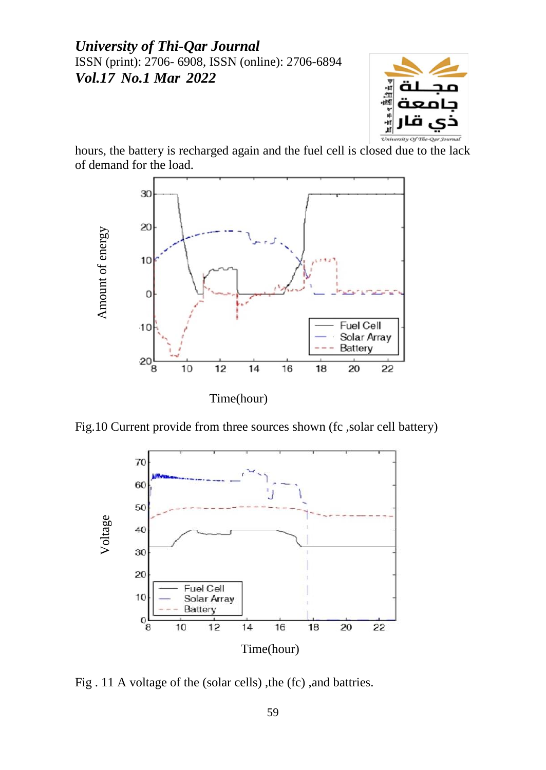hours, the battery is recharged again and the fuel cell is closed due to the lack of demand for the load.

Fig.10 Current provide from three sources shown (fc ,solar cell battery)

Fig . 11 A voltage of the (solar cells) ,the (fc) ,and battries.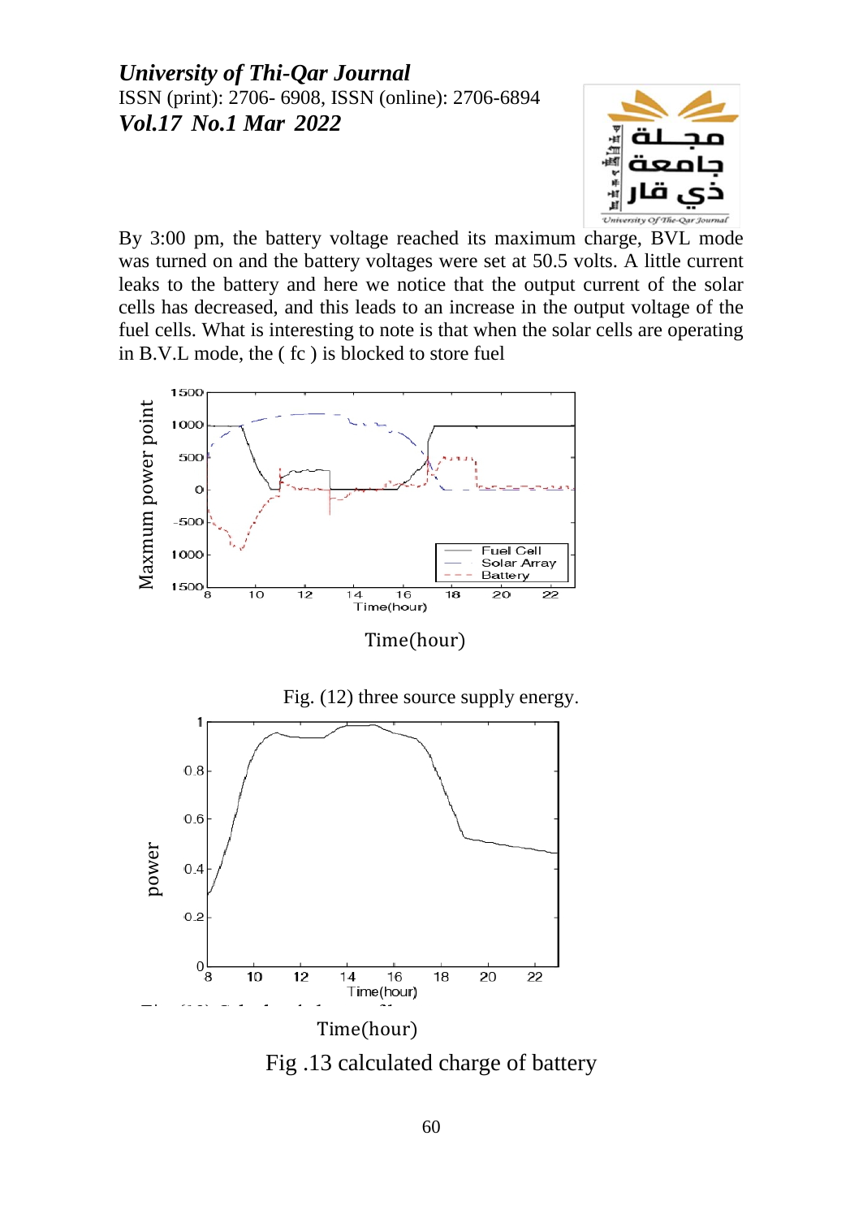By 3:00 pm, the battery voltage reached its maximum charge, BVL mode was turned on and the battery voltages were set at 50.5 volts. A little current leaks to the battery and here we notice that the output current of the solar cells has decreased, and this leads to an increase in the output voltage of the fuel cells. What is interesting to note is that when the solar cells are operating in B.V.L mode, the ( fc ) is blocked to store fuel

Time(hour)

Fig. (12) three source supply energy.

Time(hour)

Fig .13 calculated charge of battery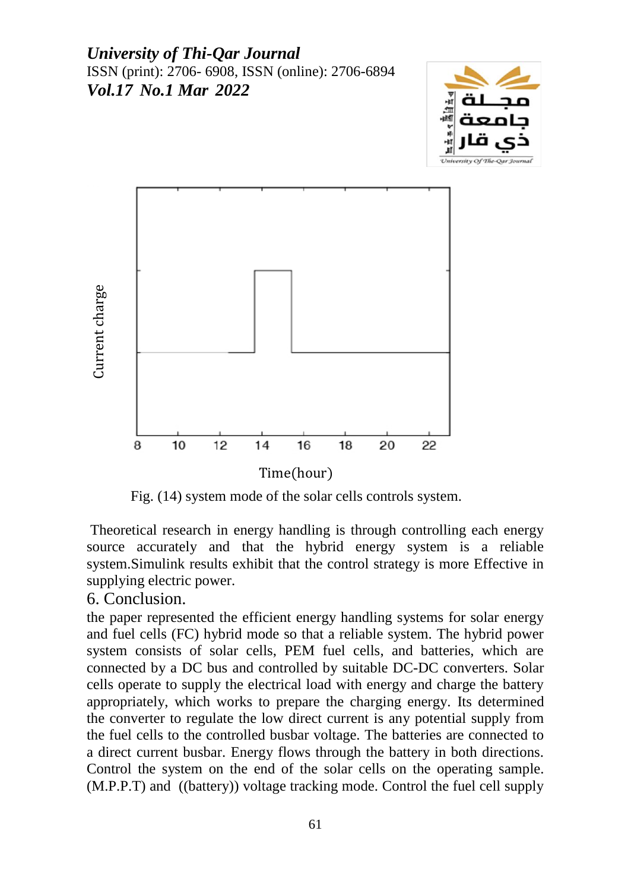Fig. (14) system mode of the solar cells controls system.

Theoretical research in energy handling is through controlling each energy source accurately and that the hybrid energy system is a reliable system.Simulink results exhibit that the control strategy is more Effective in supplying electric power.

## 6. Conclusion.

the paper represented the efficient energy handling systems for solar energy and fuel cells (FC) hybrid mode so that a reliable system. The hybrid power system consists of solar cells, PEM fuel cells, and batteries, which are connected by a DC bus and controlled by suitable DC-DC converters. Solar cells operate to supply the electrical load with energy and charge the battery appropriately, which works to prepare the charging energy. Its determined the converter to regulate the low direct current is any potential supply from the fuel cells to the controlled busbar voltage. The batteries are connected to a direct current busbar. Energy flows through the battery in both directions. Control the system on the end of the solar cells on the operating sample. (M.P.P.T) and ((battery)) voltage tracking mode. Control the fuel cell supply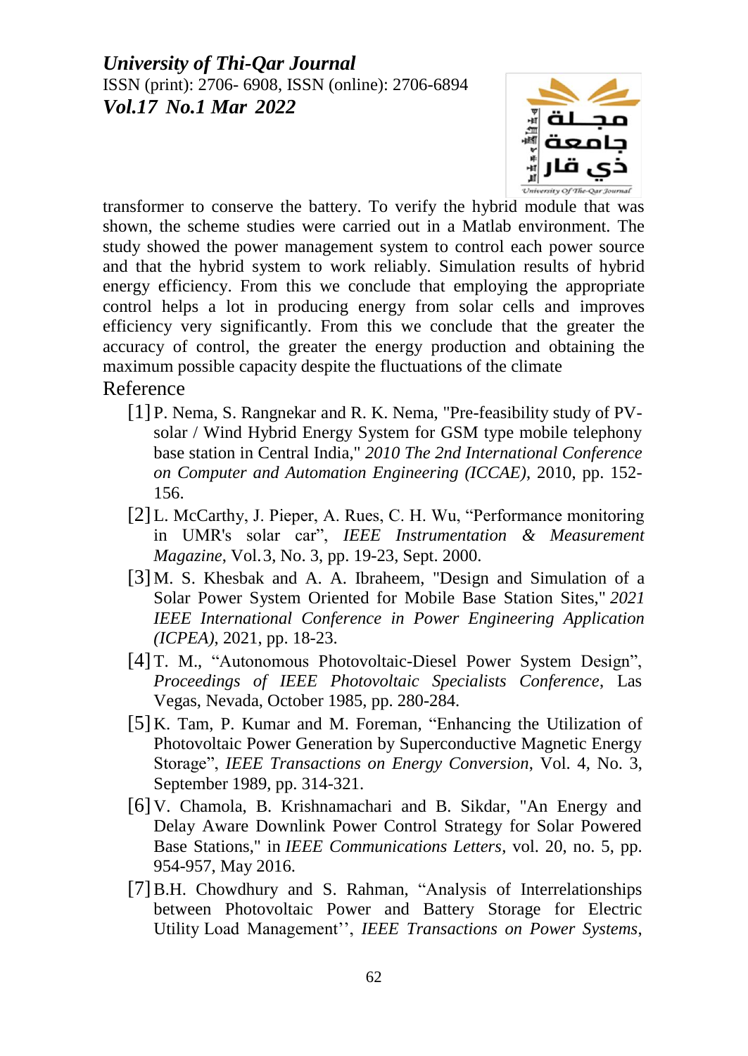transformer to conserve the battery. To verify the hybrid module that was shown, the scheme studies were carried out in a Matlab environment. The study showed the power management system to control each power source and that the hybrid system to work reliably. Simulation results of hybrid energy efficiency. From this we conclude that employing the appropriate control helps a lot in producing energy from solar cells and improves efficiency very significantly. From this we conclude that the greater the accuracy of control, the greater the energy production and obtaining the maximum possible capacity despite the fluctuations of the climate

## Reference

[1] P. Nema, S. Rangnekar and R. K. Nema, "Pre-feasibility study of PV-solar / Wind Hybrid Energy System for GSM type mobile telephony base station in Central India," *2010 The 2nd International Conference on Computer and Automation Engineering (ICCAE)*, 2010, pp. 152-156.

[2] L. McCarthy, J. Pieper, A. Rues, C. H. Wu, "Performance monitoring in UMR's solar car", *IEEE Instrumentation & Measurement Magazine*, Vol.3, No. 3, pp. 19-23, Sept. 2000.

[3] M. S. Khesbak and A. A. Ibraheem, "Design and Simulation of a Solar Power System Oriented for Mobile Base Station Sites," *2021 IEEE International Conference in Power Engineering Application (ICPEA)*, 2021, pp. 18-23.

[4] T. M., "Autonomous Photovoltaic-Diesel Power System Design", *Proceedings of IEEE Photovoltaic Specialists Conference*, Las Vegas, Nevada, October 1985, pp. 280-284.

[5] K. Tam, P. Kumar and M. Foreman, "Enhancing the Utilization of Photovoltaic Power Generation by Superconductive Magnetic Energy Storage", *IEEE Transactions on Energy Conversion*, Vol. 4, No. 3, September 1989, pp. 314-321.

[6] V. Chamola, B. Krishnamachari and B. Sikdar, "An Energy and Delay Aware Downlink Power Control Strategy for Solar Powered Base Stations," in *IEEE Communications Letters*, vol. 20, no. 5, pp. 954-957, May 2016.

[7] B.H. Chowdhury and S. Rahman, "Analysis of Interrelationships between Photovoltaic Power and Battery Storage for Electric Utility Load Management'', *IEEE Transactions on Power Systems*,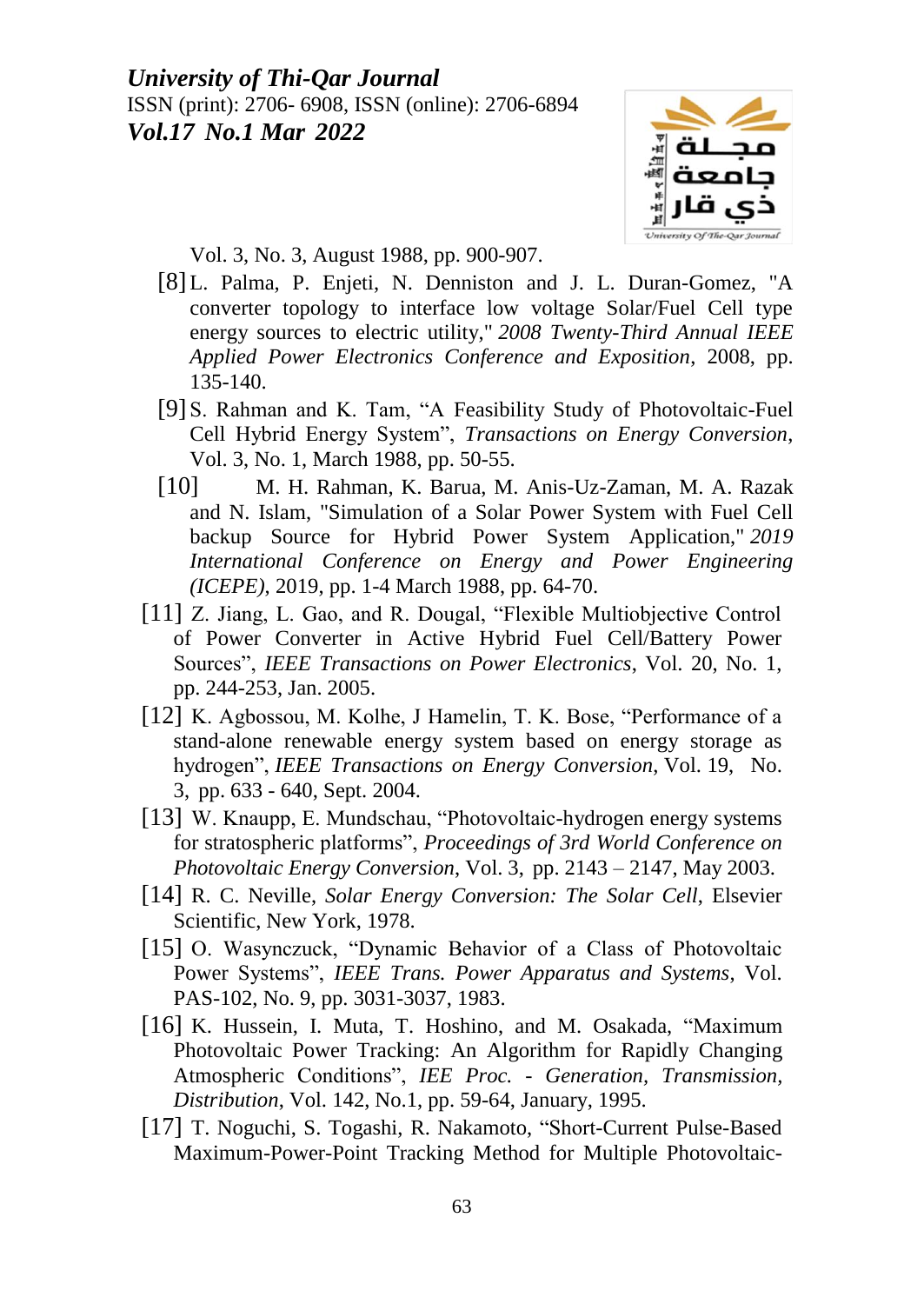Vol. 3, No. 3, August 1988, pp. 900-907.

[8] L. Palma, P. Enjeti, N. Denniston and J. L. Duran-Gomez, "A converter topology to interface low voltage Solar/Fuel Cell type energy sources to electric utility," *2008 Twenty-Third Annual IEEE Applied Power Electronics Conference and Exposition*, 2008, pp. 135-140.

[9] S. Rahman and K. Tam, "A Feasibility Study of Photovoltaic-Fuel Cell Hybrid Energy System", *Transactions on Energy Conversion*, Vol. 3, No. 1, March 1988, pp. 50-55.

[10] M. H. Rahman, K. Barua, M. Anis-Uz-Zaman, M. A. Razak and N. Islam, "Simulation of a Solar Power System with Fuel Cell backup Source for Hybrid Power System Application," *2019 International Conference on Energy and Power Engineering (ICEPE)*, 2019, pp. 1-4 March 1988, pp. 64-70.

[11] Z. Jiang, L. Gao, and R. Dougal, "Flexible Multiobjective Control of Power Converter in Active Hybrid Fuel Cell/Battery Power Sources", *IEEE Transactions on Power Electronics*, Vol. 20, No. 1, pp. 244-253, Jan. 2005.

[12] K. Agbossou, M. Kolhe, J Hamelin, T. K. Bose, "Performance of a stand-alone renewable energy system based on energy storage as hydrogen", *IEEE Transactions on Energy Conversion*, Vol. 19, No. 3, pp. 633 - 640, Sept. 2004.

[13] W. Knaupp, E. Mundschau, "Photovoltaic-hydrogen energy systems for stratospheric platforms", *Proceedings of 3rd World Conference on Photovoltaic Energy Conversion*, Vol. 3, pp. 2143 – 2147, May 2003.

[14] R. C. Neville, *Solar Energy Conversion: The Solar Cell*, Elsevier Scientific, New York, 1978.

[15] O. Wasynczuck, "Dynamic Behavior of a Class of Photovoltaic Power Systems", *IEEE Trans. Power Apparatus and Systems*, Vol. PAS-102, No. 9, pp. 3031-3037, 1983.

[16] K. Hussein, I. Muta, T. Hoshino, and M. Osakada, "Maximum Photovoltaic Power Tracking: An Algorithm for Rapidly Changing Atmospheric Conditions", *IEE Proc. - Generation, Transmission, Distribution*, Vol. 142, No.1, pp. 59-64, January, 1995.

[17] T. Noguchi, S. Togashi, R. Nakamoto, "Short-Current Pulse-Based Maximum-Power-Point Tracking Method for Multiple Photovoltaic-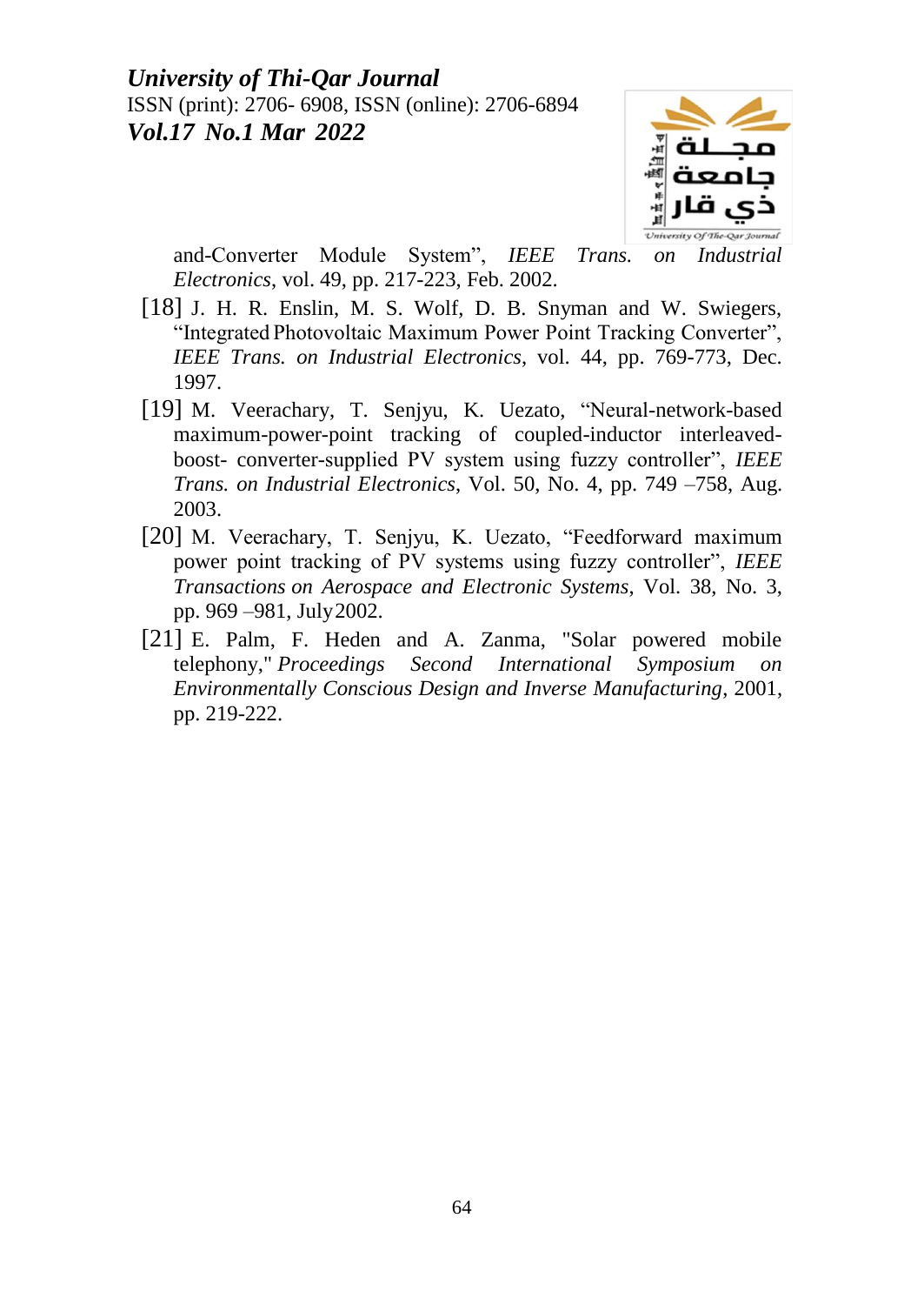and-Converter Module System", *IEEE Trans. on Industrial Electronics*, vol. 49, pp. 217-223, Feb. 2002.

[18] J. H. R. Enslin, M. S. Wolf, D. B. Snyman and W. Swiegers, "Integrated Photovoltaic Maximum Power Point Tracking Converter", *IEEE Trans. on Industrial Electronics*, vol. 44, pp. 769-773, Dec. 1997.

[19] M. Veerachary, T. Senjyu, K. Uezato, "Neural-network-based maximum-power-point tracking of coupled-inductor interleaved-boost- converter-supplied PV system using fuzzy controller", *IEEE Trans. on Industrial Electronics*, Vol. 50, No. 4, pp. 749 –758, Aug. 2003.

[20] M. Veerachary, T. Senjyu, K. Uezato, "Feedforward maximum power point tracking of PV systems using fuzzy controller", *IEEE Transactions on Aerospace and Electronic Systems*, Vol. 38, No. 3, pp. 969 –981, July 2002.

[21] E. Palm, F. Heden and A. Zanma, "Solar powered mobile telephony," *Proceedings Second International Symposium on Environmentally Conscious Design and Inverse Manufacturing*, 2001, pp. 219-222.